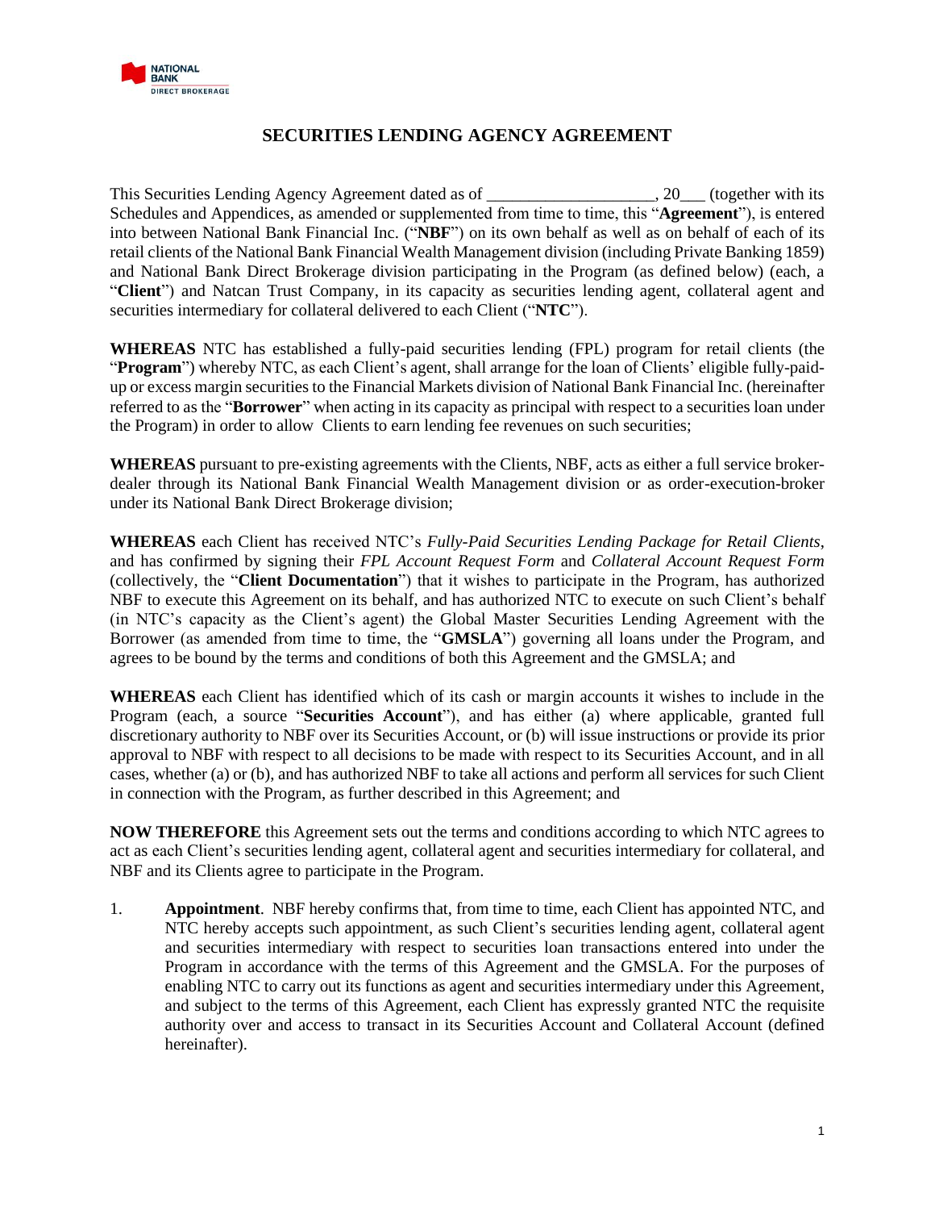# SECURITIES LENDING AGENCY AGREEMENT

This Securities Lending Agency Agreement dated as of ___________________, 20___ (together with its Schedules and Appendices, as amended or supplemented from time to time, this "**Agreement**"), is entered into between National Bank Financial Inc. ("**NBF**") on its own behalf as well as on behalf of each of its retail clients of the National Bank Financial Wealth Management division (including Private Banking 1859) and National Bank Direct Brokerage division participating in the Program (as defined below) (each, a "**Client**") and Natcan Trust Company, in its capacity as securities lending agent, collateral agent and securities intermediary for collateral delivered to each Client ("**NTC**").

**WHEREAS** NTC has established a fully-paid securities lending (FPL) program for retail clients (the "**Program**") whereby NTC, as each Client's agent, shall arrange for the loan of Clients' eligible fully-paid-up or excess margin securities to the Financial Markets division of National Bank Financial Inc. (hereinafter referred to as the "**Borrower**" when acting in its capacity as principal with respect to a securities loan under the Program) in order to allow Clients to earn lending fee revenues on such securities;

**WHEREAS** pursuant to pre-existing agreements with the Clients, NBF, acts as either a full service broker-dealer through its National Bank Financial Wealth Management division or as order-execution-broker under its National Bank Direct Brokerage division;

**WHEREAS** each Client has received NTC's *Fully-Paid Securities Lending Package for Retail Clients*, and has confirmed by signing their *FPL Account Request Form* and *Collateral Account Request Form* (collectively, the "**Client Documentation**") that it wishes to participate in the Program, has authorized NBF to execute this Agreement on its behalf, and has authorized NTC to execute on such Client's behalf (in NTC's capacity as the Client's agent) the Global Master Securities Lending Agreement with the Borrower (as amended from time to time, the "**GMSLA**") governing all loans under the Program, and agrees to be bound by the terms and conditions of both this Agreement and the GMSLA; and

**WHEREAS** each Client has identified which of its cash or margin accounts it wishes to include in the Program (each, a source "**Securities Account**"), and has either (a) where applicable, granted full discretionary authority to NBF over its Securities Account, or (b) will issue instructions or provide its prior approval to NBF with respect to all decisions to be made with respect to its Securities Account, and in all cases, whether (a) or (b), and has authorized NBF to take all actions and perform all services for such Client in connection with the Program, as further described in this Agreement; and

**NOW THEREFORE** this Agreement sets out the terms and conditions according to which NTC agrees to act as each Client's securities lending agent, collateral agent and securities intermediary for collateral, and NBF and its Clients agree to participate in the Program.

1. **Appointment**. NBF hereby confirms that, from time to time, each Client has appointed NTC, and NTC hereby accepts such appointment, as such Client's securities lending agent, collateral agent and securities intermediary with respect to securities loan transactions entered into under the Program in accordance with the terms of this Agreement and the GMSLA. For the purposes of enabling NTC to carry out its functions as agent and securities intermediary under this Agreement, and subject to the terms of this Agreement, each Client has expressly granted NTC the requisite authority over and access to transact in its Securities Account and Collateral Account (defined hereinafter).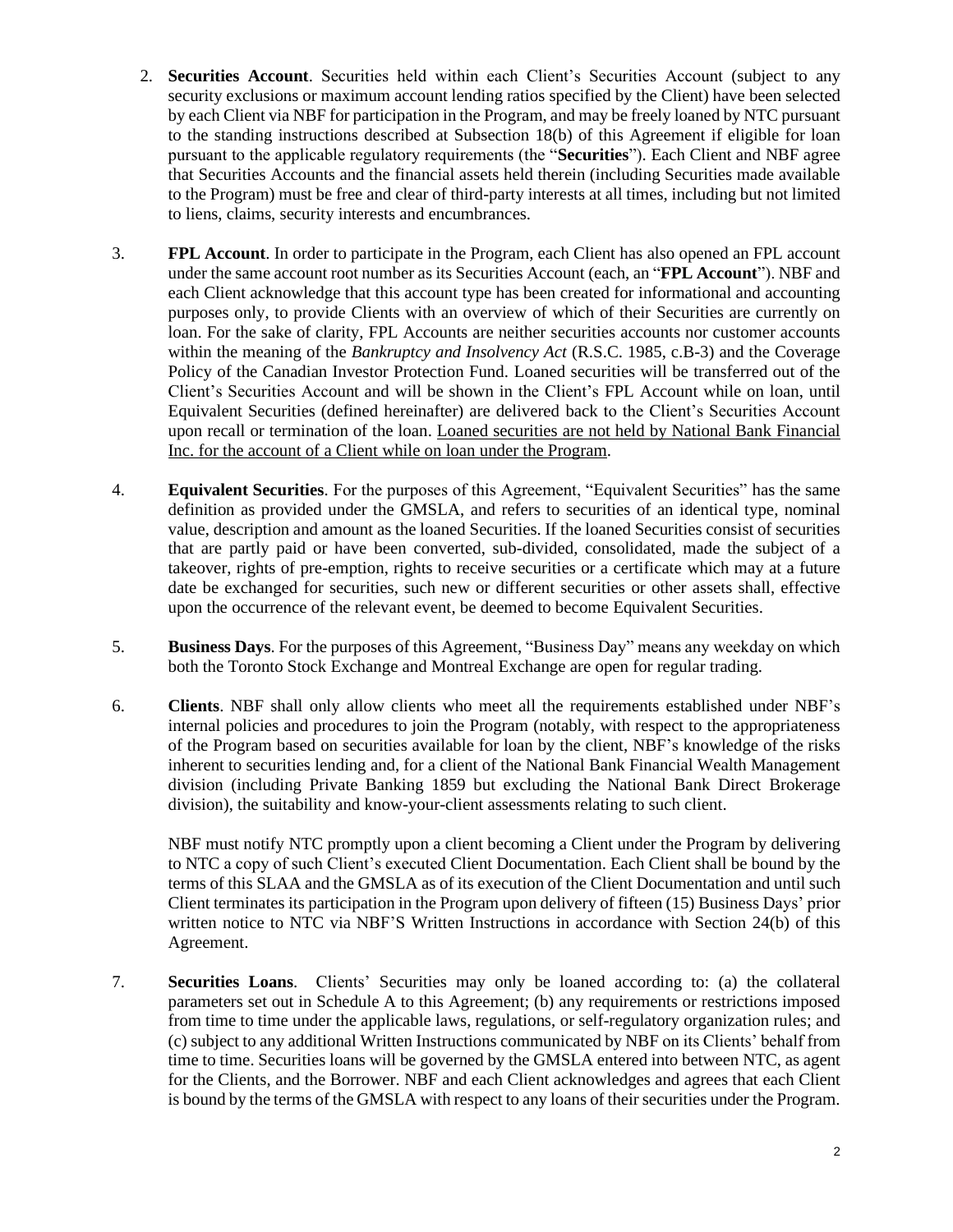2. **Securities Account**. Securities held within each Client's Securities Account (subject to any security exclusions or maximum account lending ratios specified by the Client) have been selected by each Client via NBF for participation in the Program, and may be freely loaned by NTC pursuant to the standing instructions described at Subsection 18(b) of this Agreement if eligible for loan pursuant to the applicable regulatory requirements (the "**Securities**"). Each Client and NBF agree that Securities Accounts and the financial assets held therein (including Securities made available to the Program) must be free and clear of third-party interests at all times, including but not limited to liens, claims, security interests and encumbrances.

3. **FPL Account**. In order to participate in the Program, each Client has also opened an FPL account under the same account root number as its Securities Account (each, an "**FPL Account**"). NBF and each Client acknowledge that this account type has been created for informational and accounting purposes only, to provide Clients with an overview of which of their Securities are currently on loan. For the sake of clarity, FPL Accounts are neither securities accounts nor customer accounts within the meaning of the *Bankruptcy and Insolvency Act* (R.S.C. 1985, c.B-3) and the Coverage Policy of the Canadian Investor Protection Fund. Loaned securities will be transferred out of the Client's Securities Account and will be shown in the Client's FPL Account while on loan, until Equivalent Securities (defined hereinafter) are delivered back to the Client's Securities Account upon recall or termination of the loan. <u>Loaned securities are not held by National Bank Financial Inc. for the account of a Client while on loan under the Program</u>.

4. **Equivalent Securities**. For the purposes of this Agreement, "Equivalent Securities" has the same definition as provided under the GMSLA, and refers to securities of an identical type, nominal value, description and amount as the loaned Securities. If the loaned Securities consist of securities that are partly paid or have been converted, sub-divided, consolidated, made the subject of a takeover, rights of pre-emption, rights to receive securities or a certificate which may at a future date be exchanged for securities, such new or different securities or other assets shall, effective upon the occurrence of the relevant event, be deemed to become Equivalent Securities.

5. **Business Days**. For the purposes of this Agreement, "Business Day" means any weekday on which both the Toronto Stock Exchange and Montreal Exchange are open for regular trading.

6. **Clients**. NBF shall only allow clients who meet all the requirements established under NBF's internal policies and procedures to join the Program (notably, with respect to the appropriateness of the Program based on securities available for loan by the client, NBF's knowledge of the risks inherent to securities lending and, for a client of the National Bank Financial Wealth Management division (including Private Banking 1859 but excluding the National Bank Direct Brokerage division), the suitability and know-your-client assessments relating to such client.

   NBF must notify NTC promptly upon a client becoming a Client under the Program by delivering to NTC a copy of such Client's executed Client Documentation. Each Client shall be bound by the terms of this SLAA and the GMSLA as of its execution of the Client Documentation and until such Client terminates its participation in the Program upon delivery of fifteen (15) Business Days' prior written notice to NTC via NBF'S Written Instructions in accordance with Section 24(b) of this Agreement.

7. **Securities Loans**. Clients' Securities may only be loaned according to: (a) the collateral parameters set out in Schedule A to this Agreement; (b) any requirements or restrictions imposed from time to time under the applicable laws, regulations, or self-regulatory organization rules; and (c) subject to any additional Written Instructions communicated by NBF on its Clients' behalf from time to time. Securities loans will be governed by the GMSLA entered into between NTC, as agent for the Clients, and the Borrower. NBF and each Client acknowledges and agrees that each Client is bound by the terms of the GMSLA with respect to any loans of their securities under the Program.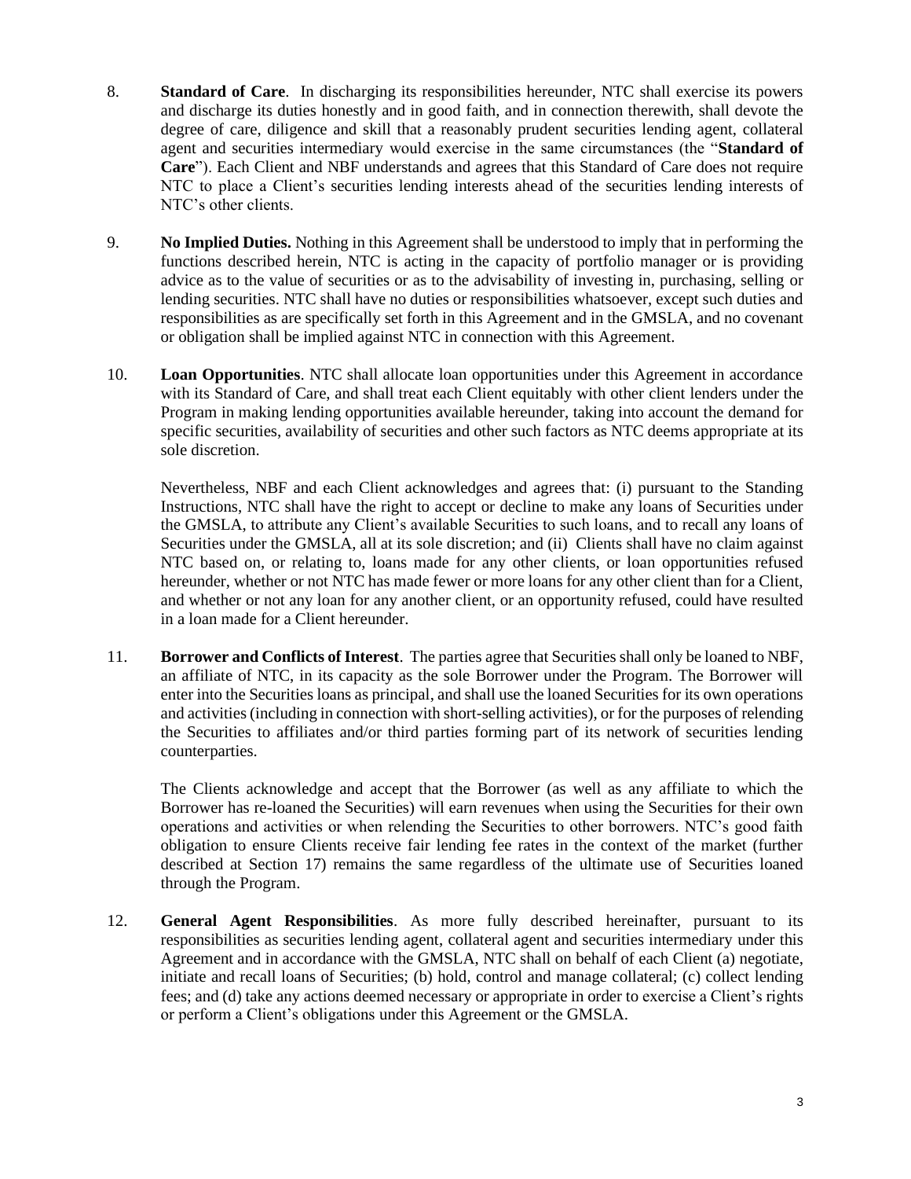8. **Standard of Care**. In discharging its responsibilities hereunder, NTC shall exercise its powers and discharge its duties honestly and in good faith, and in connection therewith, shall devote the degree of care, diligence and skill that a reasonably prudent securities lending agent, collateral agent and securities intermediary would exercise in the same circumstances (the "**Standard of Care**"). Each Client and NBF understands and agrees that this Standard of Care does not require NTC to place a Client's securities lending interests ahead of the securities lending interests of NTC's other clients.

9. **No Implied Duties.** Nothing in this Agreement shall be understood to imply that in performing the functions described herein, NTC is acting in the capacity of portfolio manager or is providing advice as to the value of securities or as to the advisability of investing in, purchasing, selling or lending securities. NTC shall have no duties or responsibilities whatsoever, except such duties and responsibilities as are specifically set forth in this Agreement and in the GMSLA, and no covenant or obligation shall be implied against NTC in connection with this Agreement.

10. **Loan Opportunities**. NTC shall allocate loan opportunities under this Agreement in accordance with its Standard of Care, and shall treat each Client equitably with other client lenders under the Program in making lending opportunities available hereunder, taking into account the demand for specific securities, availability of securities and other such factors as NTC deems appropriate at its sole discretion.

    Nevertheless, NBF and each Client acknowledges and agrees that: (i) pursuant to the Standing Instructions, NTC shall have the right to accept or decline to make any loans of Securities under the GMSLA, to attribute any Client's available Securities to such loans, and to recall any loans of Securities under the GMSLA, all at its sole discretion; and (ii) Clients shall have no claim against NTC based on, or relating to, loans made for any other clients, or loan opportunities refused hereunder, whether or not NTC has made fewer or more loans for any other client than for a Client, and whether or not any loan for any another client, or an opportunity refused, could have resulted in a loan made for a Client hereunder.

11. **Borrower and Conflicts of Interest**. The parties agree that Securities shall only be loaned to NBF, an affiliate of NTC, in its capacity as the sole Borrower under the Program. The Borrower will enter into the Securities loans as principal, and shall use the loaned Securities for its own operations and activities (including in connection with short-selling activities), or for the purposes of relending the Securities to affiliates and/or third parties forming part of its network of securities lending counterparties.

    The Clients acknowledge and accept that the Borrower (as well as any affiliate to which the Borrower has re-loaned the Securities) will earn revenues when using the Securities for their own operations and activities or when relending the Securities to other borrowers. NTC's good faith obligation to ensure Clients receive fair lending fee rates in the context of the market (further described at Section 17) remains the same regardless of the ultimate use of Securities loaned through the Program.

12. **General Agent Responsibilities**. As more fully described hereinafter, pursuant to its responsibilities as securities lending agent, collateral agent and securities intermediary under this Agreement and in accordance with the GMSLA, NTC shall on behalf of each Client (a) negotiate, initiate and recall loans of Securities; (b) hold, control and manage collateral; (c) collect lending fees; and (d) take any actions deemed necessary or appropriate in order to exercise a Client's rights or perform a Client's obligations under this Agreement or the GMSLA.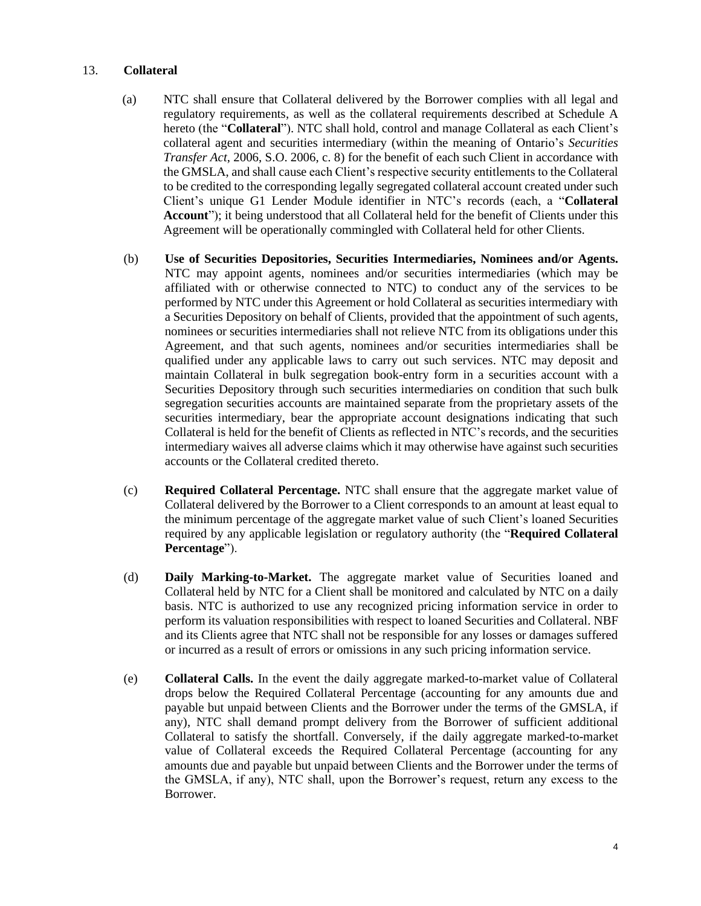13. **Collateral**

(a) NTC shall ensure that Collateral delivered by the Borrower complies with all legal and regulatory requirements, as well as the collateral requirements described at Schedule A hereto (the "**Collateral**"). NTC shall hold, control and manage Collateral as each Client's collateral agent and securities intermediary (within the meaning of Ontario's *Securities Transfer Act*, 2006, S.O. 2006, c. 8) for the benefit of each such Client in accordance with the GMSLA, and shall cause each Client's respective security entitlements to the Collateral to be credited to the corresponding legally segregated collateral account created under such Client's unique G1 Lender Module identifier in NTC's records (each, a "**Collateral Account**"); it being understood that all Collateral held for the benefit of Clients under this Agreement will be operationally commingled with Collateral held for other Clients.

(b) **Use of Securities Depositories, Securities Intermediaries, Nominees and/or Agents.** NTC may appoint agents, nominees and/or securities intermediaries (which may be affiliated with or otherwise connected to NTC) to conduct any of the services to be performed by NTC under this Agreement or hold Collateral as securities intermediary with a Securities Depository on behalf of Clients, provided that the appointment of such agents, nominees or securities intermediaries shall not relieve NTC from its obligations under this Agreement, and that such agents, nominees and/or securities intermediaries shall be qualified under any applicable laws to carry out such services. NTC may deposit and maintain Collateral in bulk segregation book-entry form in a securities account with a Securities Depository through such securities intermediaries on condition that such bulk segregation securities accounts are maintained separate from the proprietary assets of the securities intermediary, bear the appropriate account designations indicating that such Collateral is held for the benefit of Clients as reflected in NTC's records, and the securities intermediary waives all adverse claims which it may otherwise have against such securities accounts or the Collateral credited thereto.

(c) **Required Collateral Percentage.** NTC shall ensure that the aggregate market value of Collateral delivered by the Borrower to a Client corresponds to an amount at least equal to the minimum percentage of the aggregate market value of such Client's loaned Securities required by any applicable legislation or regulatory authority (the "**Required Collateral Percentage**").

(d) **Daily Marking-to-Market.** The aggregate market value of Securities loaned and Collateral held by NTC for a Client shall be monitored and calculated by NTC on a daily basis. NTC is authorized to use any recognized pricing information service in order to perform its valuation responsibilities with respect to loaned Securities and Collateral. NBF and its Clients agree that NTC shall not be responsible for any losses or damages suffered or incurred as a result of errors or omissions in any such pricing information service.

(e) **Collateral Calls.** In the event the daily aggregate marked-to-market value of Collateral drops below the Required Collateral Percentage (accounting for any amounts due and payable but unpaid between Clients and the Borrower under the terms of the GMSLA, if any), NTC shall demand prompt delivery from the Borrower of sufficient additional Collateral to satisfy the shortfall. Conversely, if the daily aggregate marked-to-market value of Collateral exceeds the Required Collateral Percentage (accounting for any amounts due and payable but unpaid between Clients and the Borrower under the terms of the GMSLA, if any), NTC shall, upon the Borrower's request, return any excess to the Borrower.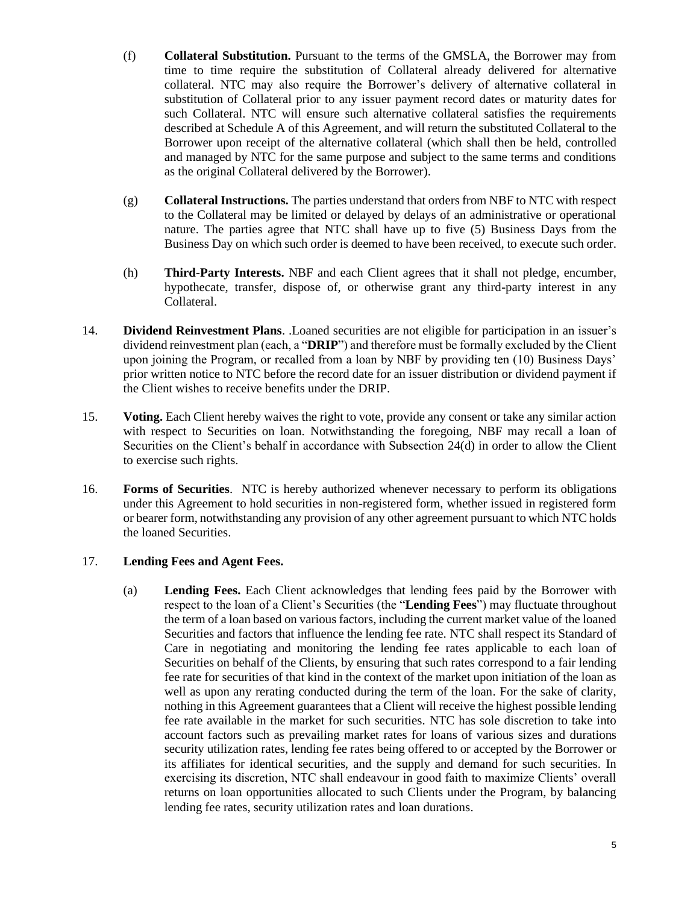(f) **Collateral Substitution.** Pursuant to the terms of the GMSLA, the Borrower may from time to time require the substitution of Collateral already delivered for alternative collateral. NTC may also require the Borrower's delivery of alternative collateral in substitution of Collateral prior to any issuer payment record dates or maturity dates for such Collateral. NTC will ensure such alternative collateral satisfies the requirements described at Schedule A of this Agreement, and will return the substituted Collateral to the Borrower upon receipt of the alternative collateral (which shall then be held, controlled and managed by NTC for the same purpose and subject to the same terms and conditions as the original Collateral delivered by the Borrower).

(g) **Collateral Instructions.** The parties understand that orders from NBF to NTC with respect to the Collateral may be limited or delayed by delays of an administrative or operational nature. The parties agree that NTC shall have up to five (5) Business Days from the Business Day on which such order is deemed to have been received, to execute such order.

(h) **Third-Party Interests.** NBF and each Client agrees that it shall not pledge, encumber, hypothecate, transfer, dispose of, or otherwise grant any third-party interest in any Collateral.

14. **Dividend Reinvestment Plans**. .Loaned securities are not eligible for participation in an issuer's dividend reinvestment plan (each, a "**DRIP**") and therefore must be formally excluded by the Client upon joining the Program, or recalled from a loan by NBF by providing ten (10) Business Days' prior written notice to NTC before the record date for an issuer distribution or dividend payment if the Client wishes to receive benefits under the DRIP.

15. **Voting.** Each Client hereby waives the right to vote, provide any consent or take any similar action with respect to Securities on loan. Notwithstanding the foregoing, NBF may recall a loan of Securities on the Client's behalf in accordance with Subsection 24(d) in order to allow the Client to exercise such rights.

16. **Forms of Securities**. NTC is hereby authorized whenever necessary to perform its obligations under this Agreement to hold securities in non-registered form, whether issued in registered form or bearer form, notwithstanding any provision of any other agreement pursuant to which NTC holds the loaned Securities.

17. **Lending Fees and Agent Fees.**

(a) **Lending Fees.** Each Client acknowledges that lending fees paid by the Borrower with respect to the loan of a Client's Securities (the "**Lending Fees**") may fluctuate throughout the term of a loan based on various factors, including the current market value of the loaned Securities and factors that influence the lending fee rate. NTC shall respect its Standard of Care in negotiating and monitoring the lending fee rates applicable to each loan of Securities on behalf of the Clients, by ensuring that such rates correspond to a fair lending fee rate for securities of that kind in the context of the market upon initiation of the loan as well as upon any rerating conducted during the term of the loan. For the sake of clarity, nothing in this Agreement guarantees that a Client will receive the highest possible lending fee rate available in the market for such securities. NTC has sole discretion to take into account factors such as prevailing market rates for loans of various sizes and durations security utilization rates, lending fee rates being offered to or accepted by the Borrower or its affiliates for identical securities, and the supply and demand for such securities. In exercising its discretion, NTC shall endeavour in good faith to maximize Clients' overall returns on loan opportunities allocated to such Clients under the Program, by balancing lending fee rates, security utilization rates and loan durations.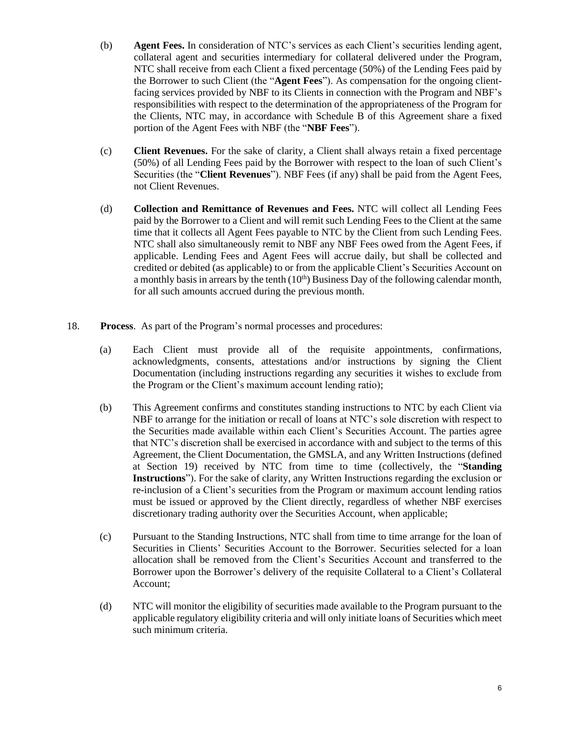(b) **Agent Fees.** In consideration of NTC's services as each Client's securities lending agent, collateral agent and securities intermediary for collateral delivered under the Program, NTC shall receive from each Client a fixed percentage (50%) of the Lending Fees paid by the Borrower to such Client (the "**Agent Fees**"). As compensation for the ongoing client-facing services provided by NBF to its Clients in connection with the Program and NBF's responsibilities with respect to the determination of the appropriateness of the Program for the Clients, NTC may, in accordance with Schedule B of this Agreement share a fixed portion of the Agent Fees with NBF (the "**NBF Fees**").

(c) **Client Revenues.** For the sake of clarity, a Client shall always retain a fixed percentage (50%) of all Lending Fees paid by the Borrower with respect to the loan of such Client's Securities (the "**Client Revenues**"). NBF Fees (if any) shall be paid from the Agent Fees, not Client Revenues.

(d) **Collection and Remittance of Revenues and Fees.** NTC will collect all Lending Fees paid by the Borrower to a Client and will remit such Lending Fees to the Client at the same time that it collects all Agent Fees payable to NTC by the Client from such Lending Fees. NTC shall also simultaneously remit to NBF any NBF Fees owed from the Agent Fees, if applicable. Lending Fees and Agent Fees will accrue daily, but shall be collected and credited or debited (as applicable) to or from the applicable Client's Securities Account on a monthly basis in arrears by the tenth (10th) Business Day of the following calendar month, for all such amounts accrued during the previous month.

18. **Process**. As part of the Program's normal processes and procedures:

(a) Each Client must provide all of the requisite appointments, confirmations, acknowledgments, consents, attestations and/or instructions by signing the Client Documentation (including instructions regarding any securities it wishes to exclude from the Program or the Client's maximum account lending ratio);

(b) This Agreement confirms and constitutes standing instructions to NTC by each Client via NBF to arrange for the initiation or recall of loans at NTC's sole discretion with respect to the Securities made available within each Client's Securities Account. The parties agree that NTC's discretion shall be exercised in accordance with and subject to the terms of this Agreement, the Client Documentation, the GMSLA, and any Written Instructions (defined at Section 19) received by NTC from time to time (collectively, the "**Standing Instructions**"). For the sake of clarity, any Written Instructions regarding the exclusion or re-inclusion of a Client's securities from the Program or maximum account lending ratios must be issued or approved by the Client directly, regardless of whether NBF exercises discretionary trading authority over the Securities Account, when applicable;

(c) Pursuant to the Standing Instructions, NTC shall from time to time arrange for the loan of Securities in Clients' Securities Account to the Borrower. Securities selected for a loan allocation shall be removed from the Client's Securities Account and transferred to the Borrower upon the Borrower's delivery of the requisite Collateral to a Client's Collateral Account;

(d) NTC will monitor the eligibility of securities made available to the Program pursuant to the applicable regulatory eligibility criteria and will only initiate loans of Securities which meet such minimum criteria.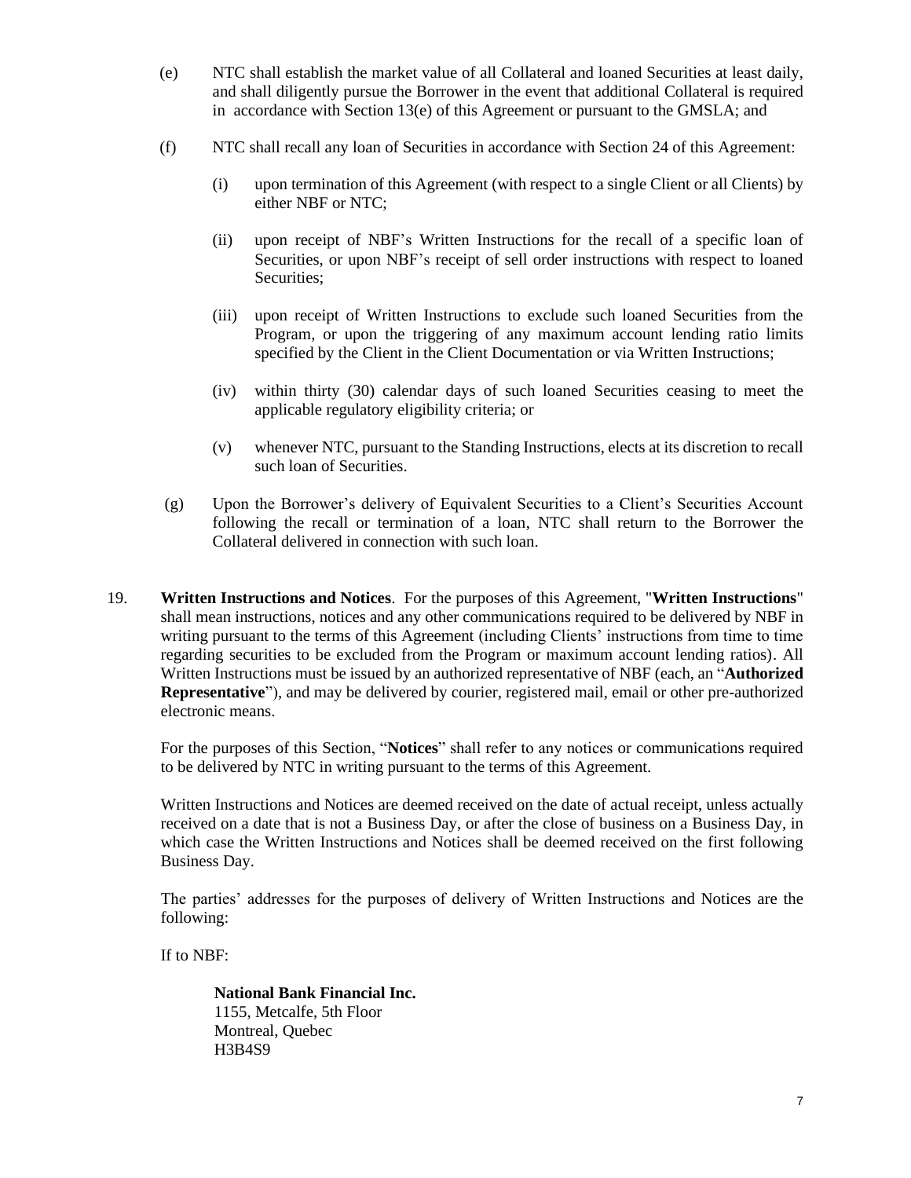(e) NTC shall establish the market value of all Collateral and loaned Securities at least daily, and shall diligently pursue the Borrower in the event that additional Collateral is required in accordance with Section 13(e) of this Agreement or pursuant to the GMSLA; and

(f) NTC shall recall any loan of Securities in accordance with Section 24 of this Agreement:

(i) upon termination of this Agreement (with respect to a single Client or all Clients) by either NBF or NTC;

(ii) upon receipt of NBF's Written Instructions for the recall of a specific loan of Securities, or upon NBF's receipt of sell order instructions with respect to loaned Securities;

(iii) upon receipt of Written Instructions to exclude such loaned Securities from the Program, or upon the triggering of any maximum account lending ratio limits specified by the Client in the Client Documentation or via Written Instructions;

(iv) within thirty (30) calendar days of such loaned Securities ceasing to meet the applicable regulatory eligibility criteria; or

(v) whenever NTC, pursuant to the Standing Instructions, elects at its discretion to recall such loan of Securities.

(g) Upon the Borrower's delivery of Equivalent Securities to a Client's Securities Account following the recall or termination of a loan, NTC shall return to the Borrower the Collateral delivered in connection with such loan.

19. **Written Instructions and Notices**. For the purposes of this Agreement, "**Written Instructions**" shall mean instructions, notices and any other communications required to be delivered by NBF in writing pursuant to the terms of this Agreement (including Clients' instructions from time to time regarding securities to be excluded from the Program or maximum account lending ratios). All Written Instructions must be issued by an authorized representative of NBF (each, an "**Authorized Representative**"), and may be delivered by courier, registered mail, email or other pre-authorized electronic means.

For the purposes of this Section, "**Notices**" shall refer to any notices or communications required to be delivered by NTC in writing pursuant to the terms of this Agreement.

Written Instructions and Notices are deemed received on the date of actual receipt, unless actually received on a date that is not a Business Day, or after the close of business on a Business Day, in which case the Written Instructions and Notices shall be deemed received on the first following Business Day.

The parties' addresses for the purposes of delivery of Written Instructions and Notices are the following:

If to NBF:

**National Bank Financial Inc.**
1155, Metcalfe, 5th Floor
Montreal, Quebec
H3B4S9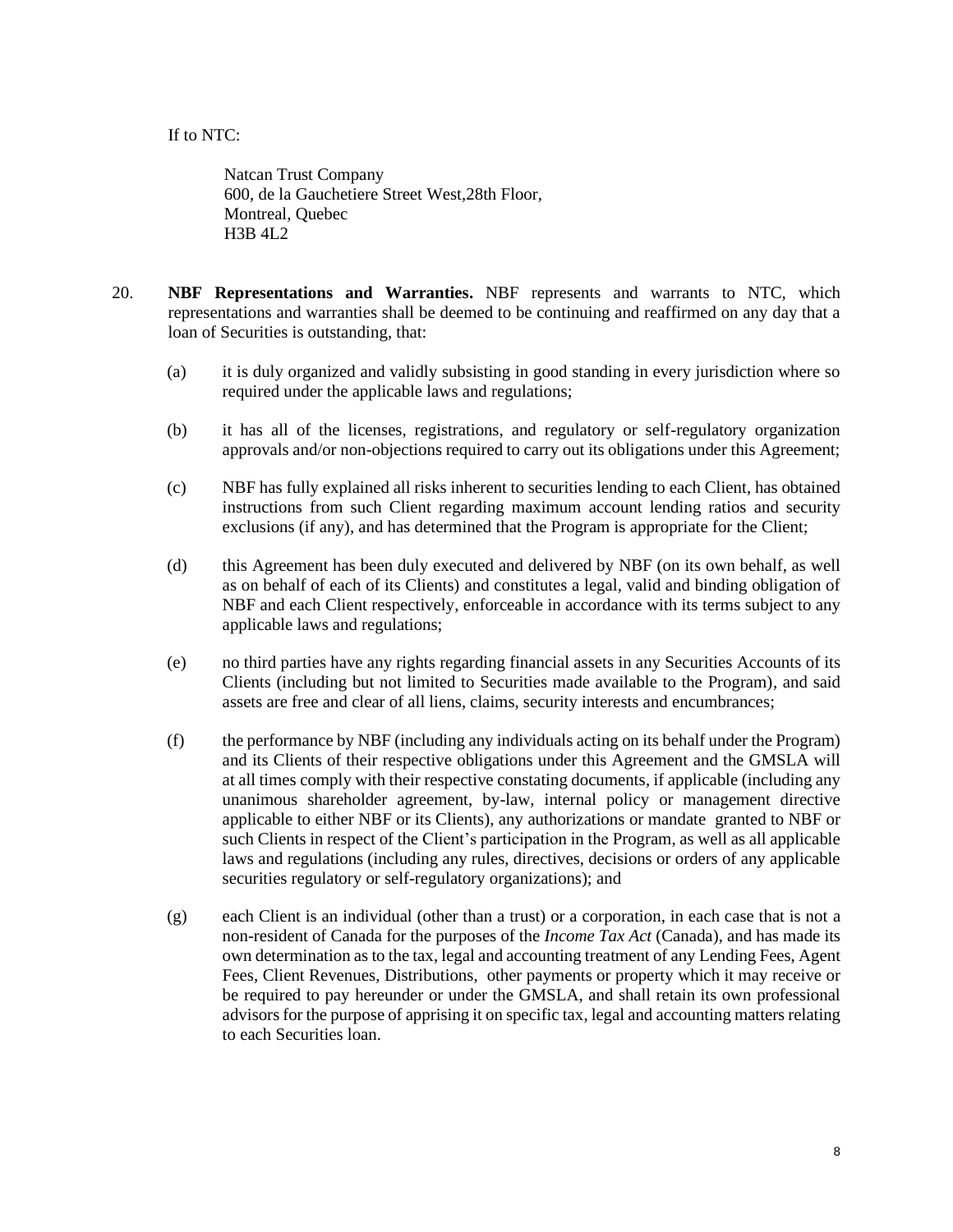If to NTC:

Natcan Trust Company
600, de la Gauchetiere Street West,28th Floor,
Montreal, Quebec
H3B 4L2

20. **NBF Representations and Warranties.** NBF represents and warrants to NTC, which representations and warranties shall be deemed to be continuing and reaffirmed on any day that a loan of Securities is outstanding, that:

(a) it is duly organized and validly subsisting in good standing in every jurisdiction where so required under the applicable laws and regulations;

(b) it has all of the licenses, registrations, and regulatory or self-regulatory organization approvals and/or non-objections required to carry out its obligations under this Agreement;

(c) NBF has fully explained all risks inherent to securities lending to each Client, has obtained instructions from such Client regarding maximum account lending ratios and security exclusions (if any), and has determined that the Program is appropriate for the Client;

(d) this Agreement has been duly executed and delivered by NBF (on its own behalf, as well as on behalf of each of its Clients) and constitutes a legal, valid and binding obligation of NBF and each Client respectively, enforceable in accordance with its terms subject to any applicable laws and regulations;

(e) no third parties have any rights regarding financial assets in any Securities Accounts of its Clients (including but not limited to Securities made available to the Program), and said assets are free and clear of all liens, claims, security interests and encumbrances;

(f) the performance by NBF (including any individuals acting on its behalf under the Program) and its Clients of their respective obligations under this Agreement and the GMSLA will at all times comply with their respective constating documents, if applicable (including any unanimous shareholder agreement, by-law, internal policy or management directive applicable to either NBF or its Clients), any authorizations or mandate granted to NBF or such Clients in respect of the Client's participation in the Program, as well as all applicable laws and regulations (including any rules, directives, decisions or orders of any applicable securities regulatory or self-regulatory organizations); and

(g) each Client is an individual (other than a trust) or a corporation, in each case that is not a non-resident of Canada for the purposes of the *Income Tax Act* (Canada), and has made its own determination as to the tax, legal and accounting treatment of any Lending Fees, Agent Fees, Client Revenues, Distributions, other payments or property which it may receive or be required to pay hereunder or under the GMSLA, and shall retain its own professional advisors for the purpose of apprising it on specific tax, legal and accounting matters relating to each Securities loan.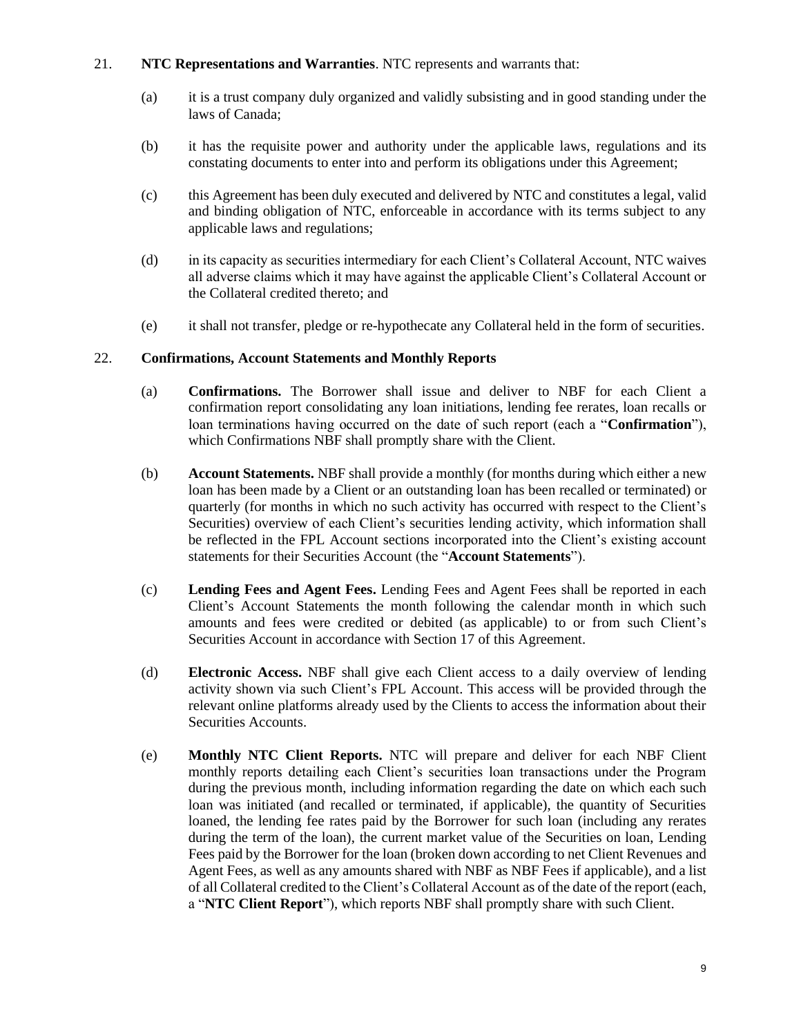21. **NTC Representations and Warranties**. NTC represents and warrants that:

    (a) it is a trust company duly organized and validly subsisting and in good standing under the laws of Canada;

    (b) it has the requisite power and authority under the applicable laws, regulations and its constating documents to enter into and perform its obligations under this Agreement;

    (c) this Agreement has been duly executed and delivered by NTC and constitutes a legal, valid and binding obligation of NTC, enforceable in accordance with its terms subject to any applicable laws and regulations;

    (d) in its capacity as securities intermediary for each Client's Collateral Account, NTC waives all adverse claims which it may have against the applicable Client's Collateral Account or the Collateral credited thereto; and

    (e) it shall not transfer, pledge or re-hypothecate any Collateral held in the form of securities.

22. **Confirmations, Account Statements and Monthly Reports**

    (a) **Confirmations.** The Borrower shall issue and deliver to NBF for each Client a confirmation report consolidating any loan initiations, lending fee rerates, loan recalls or loan terminations having occurred on the date of such report (each a "**Confirmation**"), which Confirmations NBF shall promptly share with the Client.

    (b) **Account Statements.** NBF shall provide a monthly (for months during which either a new loan has been made by a Client or an outstanding loan has been recalled or terminated) or quarterly (for months in which no such activity has occurred with respect to the Client's Securities) overview of each Client's securities lending activity, which information shall be reflected in the FPL Account sections incorporated into the Client's existing account statements for their Securities Account (the "**Account Statements**").

    (c) **Lending Fees and Agent Fees.** Lending Fees and Agent Fees shall be reported in each Client's Account Statements the month following the calendar month in which such amounts and fees were credited or debited (as applicable) to or from such Client's Securities Account in accordance with Section 17 of this Agreement.

    (d) **Electronic Access.** NBF shall give each Client access to a daily overview of lending activity shown via such Client's FPL Account. This access will be provided through the relevant online platforms already used by the Clients to access the information about their Securities Accounts.

    (e) **Monthly NTC Client Reports.** NTC will prepare and deliver for each NBF Client monthly reports detailing each Client's securities loan transactions under the Program during the previous month, including information regarding the date on which each such loan was initiated (and recalled or terminated, if applicable), the quantity of Securities loaned, the lending fee rates paid by the Borrower for such loan (including any rerates during the term of the loan), the current market value of the Securities on loan, Lending Fees paid by the Borrower for the loan (broken down according to net Client Revenues and Agent Fees, as well as any amounts shared with NBF as NBF Fees if applicable), and a list of all Collateral credited to the Client's Collateral Account as of the date of the report (each, a "**NTC Client Report**"), which reports NBF shall promptly share with such Client.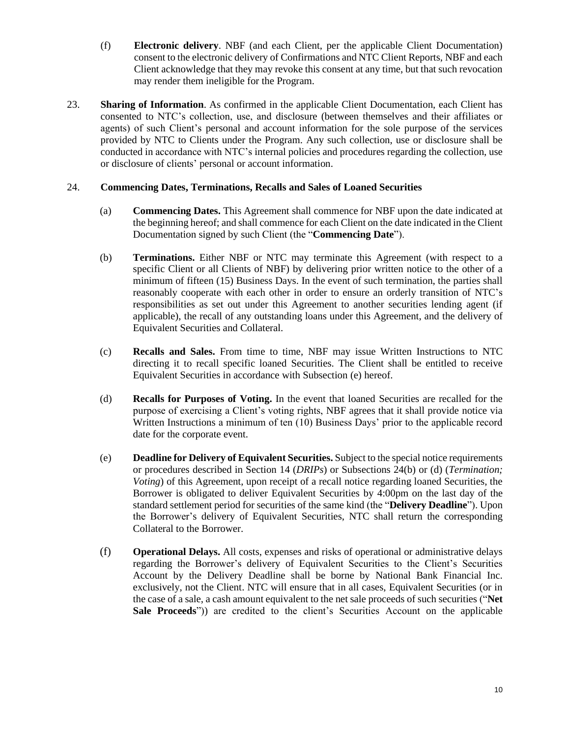(f) **Electronic delivery**. NBF (and each Client, per the applicable Client Documentation) consent to the electronic delivery of Confirmations and NTC Client Reports, NBF and each Client acknowledge that they may revoke this consent at any time, but that such revocation may render them ineligible for the Program.

23. **Sharing of Information**. As confirmed in the applicable Client Documentation, each Client has consented to NTC's collection, use, and disclosure (between themselves and their affiliates or agents) of such Client's personal and account information for the sole purpose of the services provided by NTC to Clients under the Program. Any such collection, use or disclosure shall be conducted in accordance with NTC's internal policies and procedures regarding the collection, use or disclosure of clients' personal or account information.

24. **Commencing Dates, Terminations, Recalls and Sales of Loaned Securities**

(a) **Commencing Dates.** This Agreement shall commence for NBF upon the date indicated at the beginning hereof; and shall commence for each Client on the date indicated in the Client Documentation signed by such Client (the "**Commencing Date**").

(b) **Terminations.** Either NBF or NTC may terminate this Agreement (with respect to a specific Client or all Clients of NBF) by delivering prior written notice to the other of a minimum of fifteen (15) Business Days. In the event of such termination, the parties shall reasonably cooperate with each other in order to ensure an orderly transition of NTC's responsibilities as set out under this Agreement to another securities lending agent (if applicable), the recall of any outstanding loans under this Agreement, and the delivery of Equivalent Securities and Collateral.

(c) **Recalls and Sales.** From time to time, NBF may issue Written Instructions to NTC directing it to recall specific loaned Securities. The Client shall be entitled to receive Equivalent Securities in accordance with Subsection (e) hereof.

(d) **Recalls for Purposes of Voting.** In the event that loaned Securities are recalled for the purpose of exercising a Client's voting rights, NBF agrees that it shall provide notice via Written Instructions a minimum of ten (10) Business Days' prior to the applicable record date for the corporate event.

(e) **Deadline for Delivery of Equivalent Securities.** Subject to the special notice requirements or procedures described in Section 14 (*DRIPs*) or Subsections 24(b) or (d) (*Termination; Voting*) of this Agreement, upon receipt of a recall notice regarding loaned Securities, the Borrower is obligated to deliver Equivalent Securities by 4:00pm on the last day of the standard settlement period for securities of the same kind (the "**Delivery Deadline**"). Upon the Borrower's delivery of Equivalent Securities, NTC shall return the corresponding Collateral to the Borrower.

(f) **Operational Delays.** All costs, expenses and risks of operational or administrative delays regarding the Borrower's delivery of Equivalent Securities to the Client's Securities Account by the Delivery Deadline shall be borne by National Bank Financial Inc. exclusively, not the Client. NTC will ensure that in all cases, Equivalent Securities (or in the case of a sale, a cash amount equivalent to the net sale proceeds of such securities ("**Net Sale Proceeds**")) are credited to the client's Securities Account on the applicable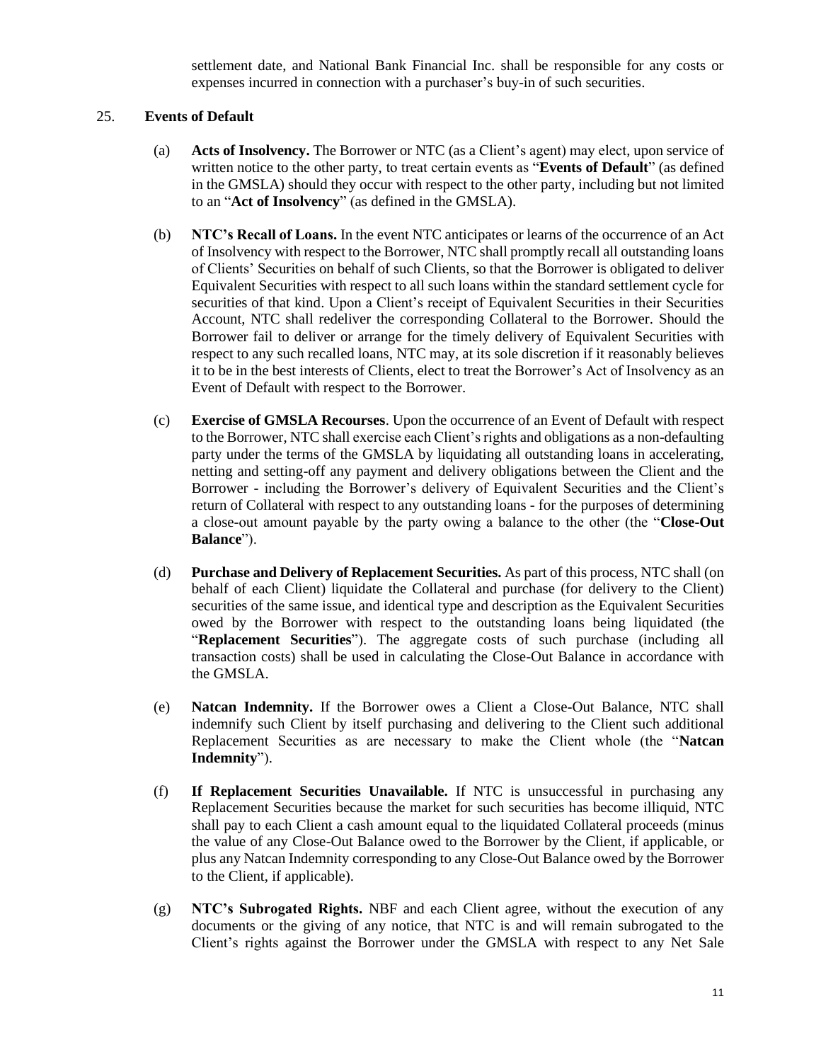settlement date, and National Bank Financial Inc. shall be responsible for any costs or expenses incurred in connection with a purchaser's buy-in of such securities.

25. **Events of Default**

(a) **Acts of Insolvency.** The Borrower or NTC (as a Client's agent) may elect, upon service of written notice to the other party, to treat certain events as "**Events of Default**" (as defined in the GMSLA) should they occur with respect to the other party, including but not limited to an "**Act of Insolvency**" (as defined in the GMSLA).

(b) **NTC's Recall of Loans.** In the event NTC anticipates or learns of the occurrence of an Act of Insolvency with respect to the Borrower, NTC shall promptly recall all outstanding loans of Clients' Securities on behalf of such Clients, so that the Borrower is obligated to deliver Equivalent Securities with respect to all such loans within the standard settlement cycle for securities of that kind. Upon a Client's receipt of Equivalent Securities in their Securities Account, NTC shall redeliver the corresponding Collateral to the Borrower. Should the Borrower fail to deliver or arrange for the timely delivery of Equivalent Securities with respect to any such recalled loans, NTC may, at its sole discretion if it reasonably believes it to be in the best interests of Clients, elect to treat the Borrower's Act of Insolvency as an Event of Default with respect to the Borrower.

(c) **Exercise of GMSLA Recourses**. Upon the occurrence of an Event of Default with respect to the Borrower, NTC shall exercise each Client's rights and obligations as a non-defaulting party under the terms of the GMSLA by liquidating all outstanding loans in accelerating, netting and setting-off any payment and delivery obligations between the Client and the Borrower - including the Borrower's delivery of Equivalent Securities and the Client's return of Collateral with respect to any outstanding loans - for the purposes of determining a close-out amount payable by the party owing a balance to the other (the "**Close-Out Balance**").

(d) **Purchase and Delivery of Replacement Securities.** As part of this process, NTC shall (on behalf of each Client) liquidate the Collateral and purchase (for delivery to the Client) securities of the same issue, and identical type and description as the Equivalent Securities owed by the Borrower with respect to the outstanding loans being liquidated (the "**Replacement Securities**"). The aggregate costs of such purchase (including all transaction costs) shall be used in calculating the Close-Out Balance in accordance with the GMSLA.

(e) **Natcan Indemnity.** If the Borrower owes a Client a Close-Out Balance, NTC shall indemnify such Client by itself purchasing and delivering to the Client such additional Replacement Securities as are necessary to make the Client whole (the "**Natcan Indemnity**").

(f) **If Replacement Securities Unavailable.** If NTC is unsuccessful in purchasing any Replacement Securities because the market for such securities has become illiquid, NTC shall pay to each Client a cash amount equal to the liquidated Collateral proceeds (minus the value of any Close-Out Balance owed to the Borrower by the Client, if applicable, or plus any Natcan Indemnity corresponding to any Close-Out Balance owed by the Borrower to the Client, if applicable).

(g) **NTC's Subrogated Rights.** NBF and each Client agree, without the execution of any documents or the giving of any notice, that NTC is and will remain subrogated to the Client's rights against the Borrower under the GMSLA with respect to any Net Sale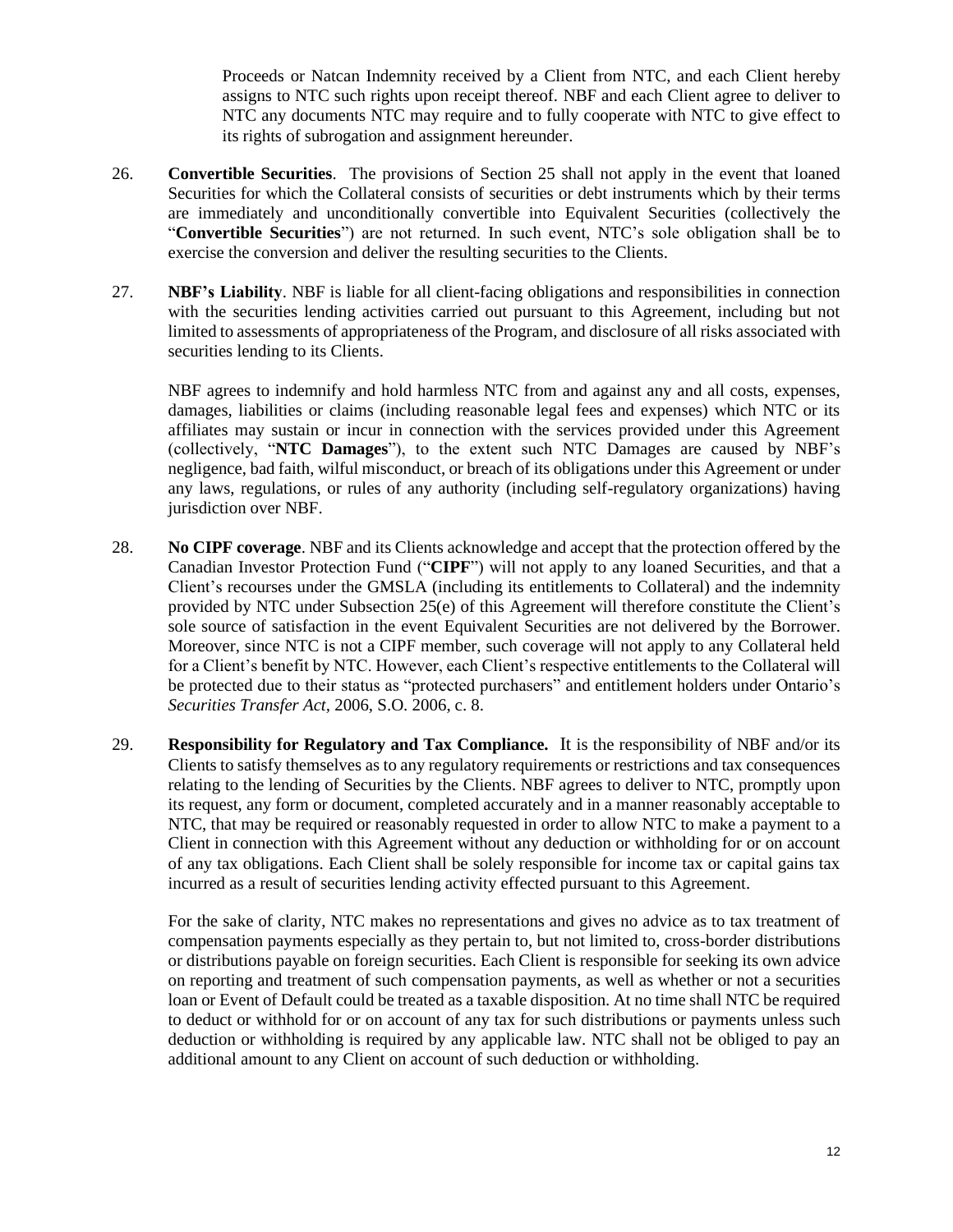Proceeds or Natcan Indemnity received by a Client from NTC, and each Client hereby assigns to NTC such rights upon receipt thereof. NBF and each Client agree to deliver to NTC any documents NTC may require and to fully cooperate with NTC to give effect to its rights of subrogation and assignment hereunder.

26. **Convertible Securities**. The provisions of Section 25 shall not apply in the event that loaned Securities for which the Collateral consists of securities or debt instruments which by their terms are immediately and unconditionally convertible into Equivalent Securities (collectively the "**Convertible Securities**") are not returned. In such event, NTC's sole obligation shall be to exercise the conversion and deliver the resulting securities to the Clients.

27. **NBF's Liability**. NBF is liable for all client-facing obligations and responsibilities in connection with the securities lending activities carried out pursuant to this Agreement, including but not limited to assessments of appropriateness of the Program, and disclosure of all risks associated with securities lending to its Clients.

    NBF agrees to indemnify and hold harmless NTC from and against any and all costs, expenses, damages, liabilities or claims (including reasonable legal fees and expenses) which NTC or its affiliates may sustain or incur in connection with the services provided under this Agreement (collectively, "**NTC Damages**"), to the extent such NTC Damages are caused by NBF's negligence, bad faith, wilful misconduct, or breach of its obligations under this Agreement or under any laws, regulations, or rules of any authority (including self-regulatory organizations) having jurisdiction over NBF.

28. **No CIPF coverage**. NBF and its Clients acknowledge and accept that the protection offered by the Canadian Investor Protection Fund ("**CIPF**") will not apply to any loaned Securities, and that a Client's recourses under the GMSLA (including its entitlements to Collateral) and the indemnity provided by NTC under Subsection 25(e) of this Agreement will therefore constitute the Client's sole source of satisfaction in the event Equivalent Securities are not delivered by the Borrower. Moreover, since NTC is not a CIPF member, such coverage will not apply to any Collateral held for a Client's benefit by NTC. However, each Client's respective entitlements to the Collateral will be protected due to their status as "protected purchasers" and entitlement holders under Ontario's *Securities Transfer Act*, 2006, S.O. 2006, c. 8.

29. **Responsibility for Regulatory and Tax Compliance.** It is the responsibility of NBF and/or its Clients to satisfy themselves as to any regulatory requirements or restrictions and tax consequences relating to the lending of Securities by the Clients. NBF agrees to deliver to NTC, promptly upon its request, any form or document, completed accurately and in a manner reasonably acceptable to NTC, that may be required or reasonably requested in order to allow NTC to make a payment to a Client in connection with this Agreement without any deduction or withholding for or on account of any tax obligations. Each Client shall be solely responsible for income tax or capital gains tax incurred as a result of securities lending activity effected pursuant to this Agreement.

    For the sake of clarity, NTC makes no representations and gives no advice as to tax treatment of compensation payments especially as they pertain to, but not limited to, cross-border distributions or distributions payable on foreign securities. Each Client is responsible for seeking its own advice on reporting and treatment of such compensation payments, as well as whether or not a securities loan or Event of Default could be treated as a taxable disposition. At no time shall NTC be required to deduct or withhold for or on account of any tax for such distributions or payments unless such deduction or withholding is required by any applicable law. NTC shall not be obliged to pay an additional amount to any Client on account of such deduction or withholding.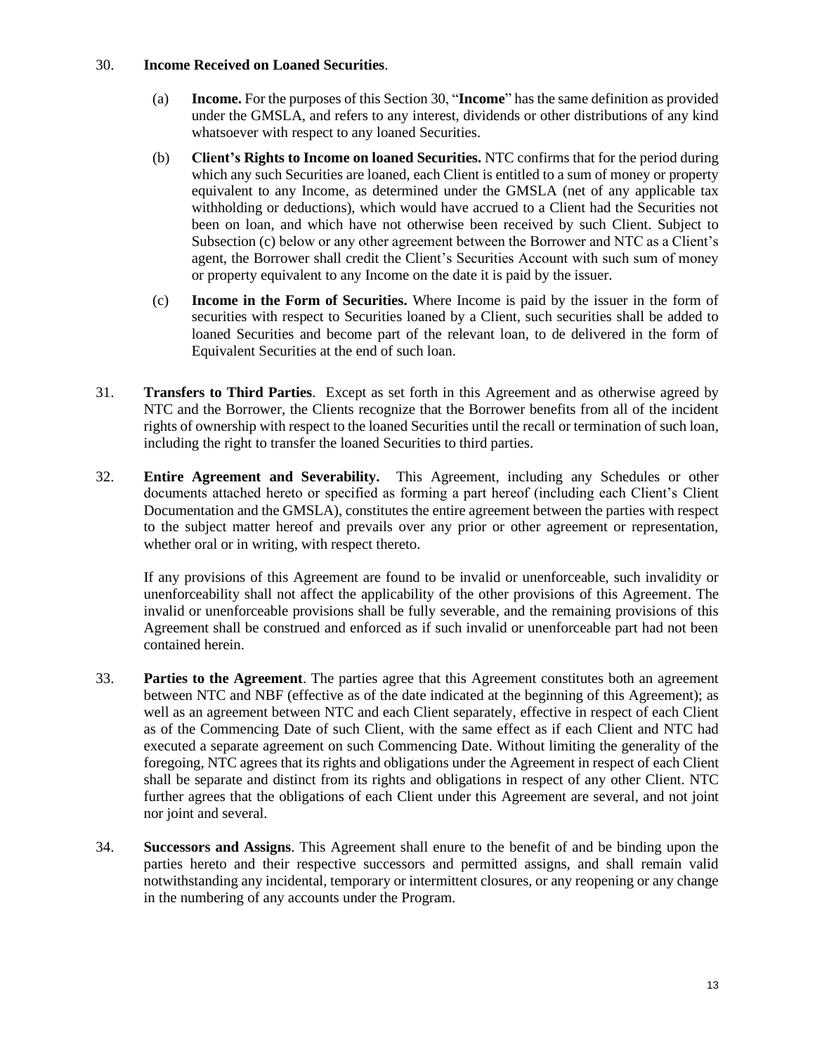30. **Income Received on Loaned Securities**.

(a) **Income.** For the purposes of this Section 30, "**Income**" has the same definition as provided under the GMSLA, and refers to any interest, dividends or other distributions of any kind whatsoever with respect to any loaned Securities.

(b) **Client's Rights to Income on loaned Securities.** NTC confirms that for the period during which any such Securities are loaned, each Client is entitled to a sum of money or property equivalent to any Income, as determined under the GMSLA (net of any applicable tax withholding or deductions), which would have accrued to a Client had the Securities not been on loan, and which have not otherwise been received by such Client. Subject to Subsection (c) below or any other agreement between the Borrower and NTC as a Client's agent, the Borrower shall credit the Client's Securities Account with such sum of money or property equivalent to any Income on the date it is paid by the issuer.

(c) **Income in the Form of Securities.** Where Income is paid by the issuer in the form of securities with respect to Securities loaned by a Client, such securities shall be added to loaned Securities and become part of the relevant loan, to de delivered in the form of Equivalent Securities at the end of such loan.

31. **Transfers to Third Parties**. Except as set forth in this Agreement and as otherwise agreed by NTC and the Borrower, the Clients recognize that the Borrower benefits from all of the incident rights of ownership with respect to the loaned Securities until the recall or termination of such loan, including the right to transfer the loaned Securities to third parties.

32. **Entire Agreement and Severability.** This Agreement, including any Schedules or other documents attached hereto or specified as forming a part hereof (including each Client's Client Documentation and the GMSLA), constitutes the entire agreement between the parties with respect to the subject matter hereof and prevails over any prior or other agreement or representation, whether oral or in writing, with respect thereto.

If any provisions of this Agreement are found to be invalid or unenforceable, such invalidity or unenforceability shall not affect the applicability of the other provisions of this Agreement. The invalid or unenforceable provisions shall be fully severable, and the remaining provisions of this Agreement shall be construed and enforced as if such invalid or unenforceable part had not been contained herein.

33. **Parties to the Agreement**. The parties agree that this Agreement constitutes both an agreement between NTC and NBF (effective as of the date indicated at the beginning of this Agreement); as well as an agreement between NTC and each Client separately, effective in respect of each Client as of the Commencing Date of such Client, with the same effect as if each Client and NTC had executed a separate agreement on such Commencing Date. Without limiting the generality of the foregoing, NTC agrees that its rights and obligations under the Agreement in respect of each Client shall be separate and distinct from its rights and obligations in respect of any other Client. NTC further agrees that the obligations of each Client under this Agreement are several, and not joint nor joint and several.

34. **Successors and Assigns**. This Agreement shall enure to the benefit of and be binding upon the parties hereto and their respective successors and permitted assigns, and shall remain valid notwithstanding any incidental, temporary or intermittent closures, or any reopening or any change in the numbering of any accounts under the Program.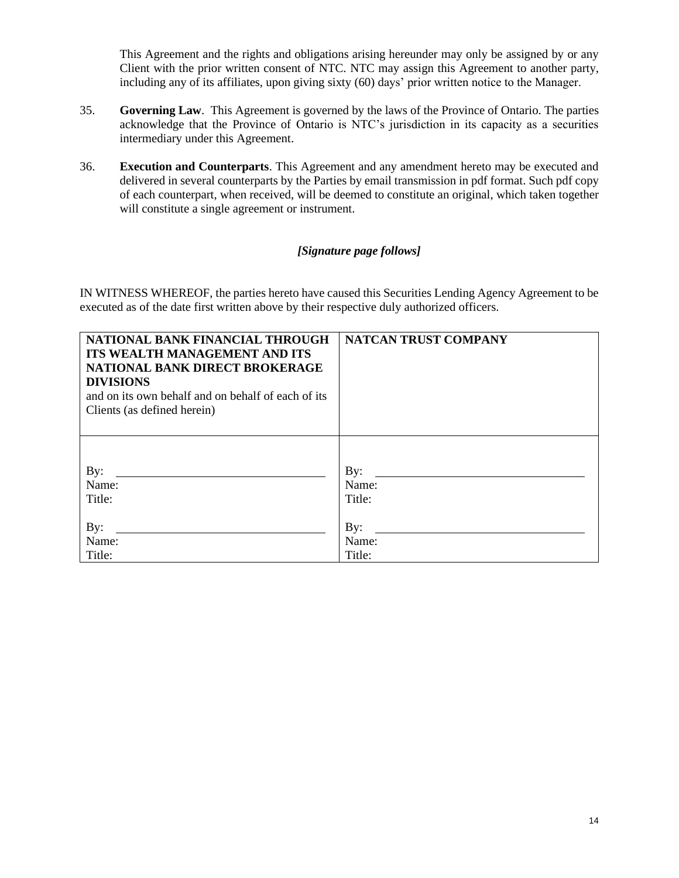This Agreement and the rights and obligations arising hereunder may only be assigned by or any Client with the prior written consent of NTC. NTC may assign this Agreement to another party, including any of its affiliates, upon giving sixty (60) days' prior written notice to the Manager.

35. **Governing Law**. This Agreement is governed by the laws of the Province of Ontario. The parties acknowledge that the Province of Ontario is NTC's jurisdiction in its capacity as a securities intermediary under this Agreement.

36. **Execution and Counterparts**. This Agreement and any amendment hereto may be executed and delivered in several counterparts by the Parties by email transmission in pdf format. Such pdf copy of each counterpart, when received, will be deemed to constitute an original, which taken together will constitute a single agreement or instrument.

***[Signature page follows]***

IN WITNESS WHEREOF, the parties hereto have caused this Securities Lending Agency Agreement to be executed as of the date first written above by their respective duly authorized officers.

| **NATIONAL BANK FINANCIAL THROUGH ITS WEALTH MANAGEMENT AND ITS NATIONAL BANK DIRECT BROKERAGE DIVISIONS** and on its own behalf and on behalf of each of its Clients (as defined herein) | **NATCAN TRUST COMPANY** |
|---|---|
| By: \_\_\_\_\_\_\_\_\_\_\_\_\_\_\_\_\_\_\_\_<br>Name:<br>Title:<br><br>By: \_\_\_\_\_\_\_\_\_\_\_\_\_\_\_\_\_\_\_\_<br>Name:<br>Title: | By: \_\_\_\_\_\_\_\_\_\_\_\_\_\_\_\_\_\_\_\_<br>Name:<br>Title:<br><br>By: \_\_\_\_\_\_\_\_\_\_\_\_\_\_\_\_\_\_\_\_<br>Name:<br>Title: |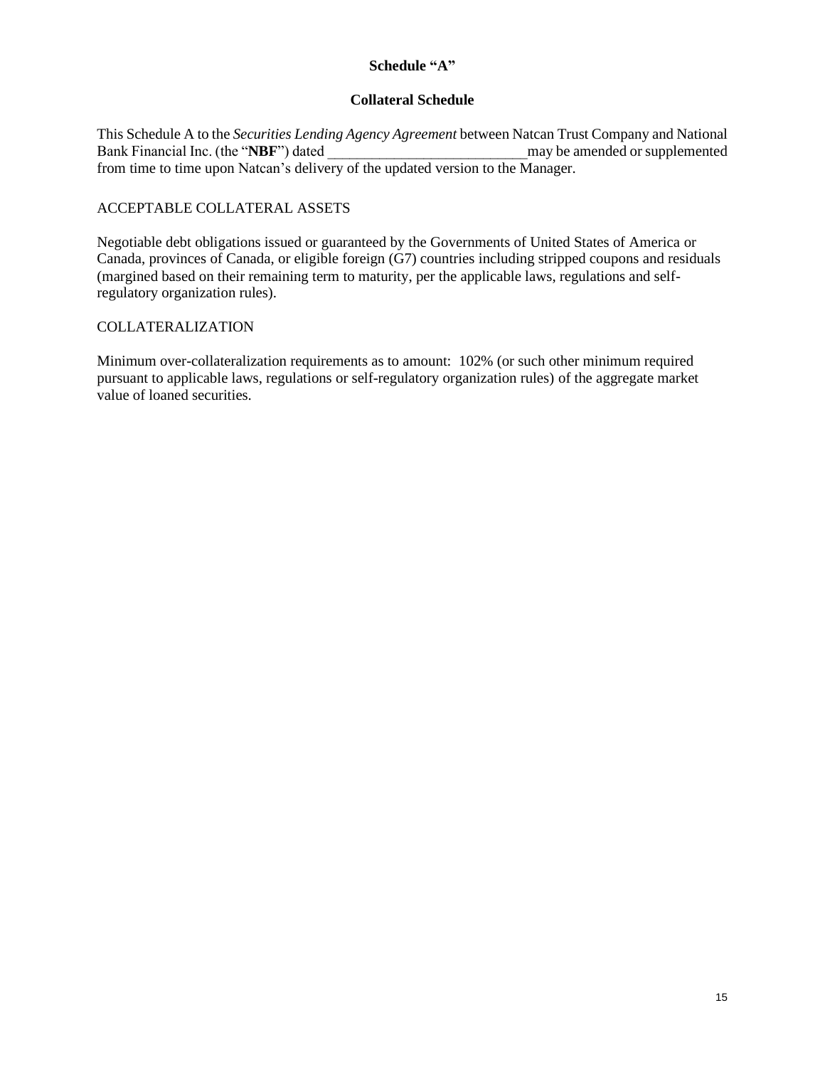**Schedule "A"**

**Collateral Schedule**

This Schedule A to the *Securities Lending Agency Agreement* between Natcan Trust Company and National Bank Financial Inc. (the "**NBF**") dated ___________________________ may be amended or supplemented from time to time upon Natcan's delivery of the updated version to the Manager.

ACCEPTABLE COLLATERAL ASSETS

Negotiable debt obligations issued or guaranteed by the Governments of United States of America or Canada, provinces of Canada, or eligible foreign (G7) countries including stripped coupons and residuals (margined based on their remaining term to maturity, per the applicable laws, regulations and self-regulatory organization rules).

COLLATERALIZATION

Minimum over-collateralization requirements as to amount: 102% (or such other minimum required pursuant to applicable laws, regulations or self-regulatory organization rules) of the aggregate market value of loaned securities.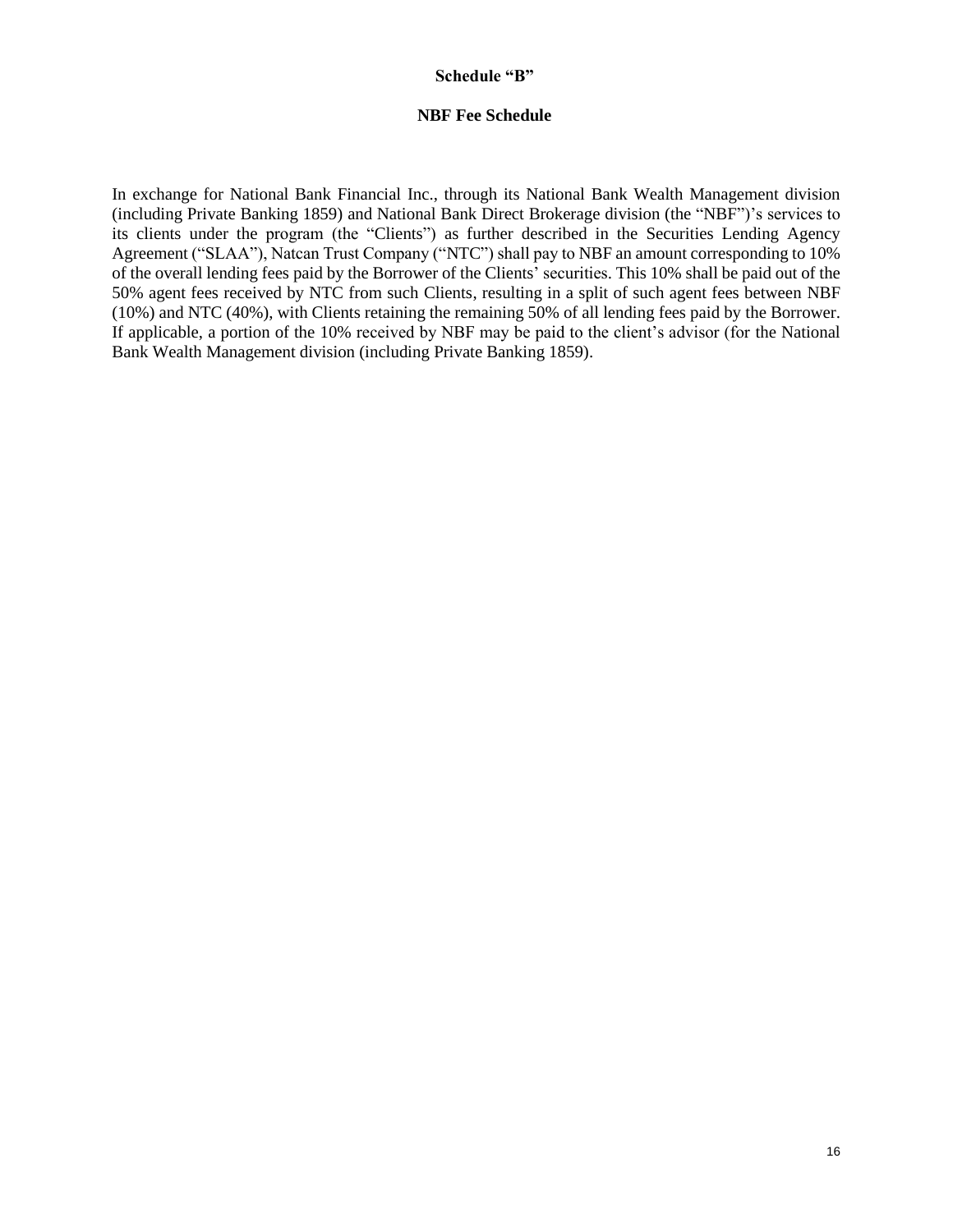**Schedule "B"**

**NBF Fee Schedule**

In exchange for National Bank Financial Inc., through its National Bank Wealth Management division (including Private Banking 1859) and National Bank Direct Brokerage division (the "NBF")'s services to its clients under the program (the "Clients") as further described in the Securities Lending Agency Agreement ("SLAA"), Natcan Trust Company ("NTC") shall pay to NBF an amount corresponding to 10% of the overall lending fees paid by the Borrower of the Clients' securities. This 10% shall be paid out of the 50% agent fees received by NTC from such Clients, resulting in a split of such agent fees between NBF (10%) and NTC (40%), with Clients retaining the remaining 50% of all lending fees paid by the Borrower. If applicable, a portion of the 10% received by NBF may be paid to the client's advisor (for the National Bank Wealth Management division (including Private Banking 1859).